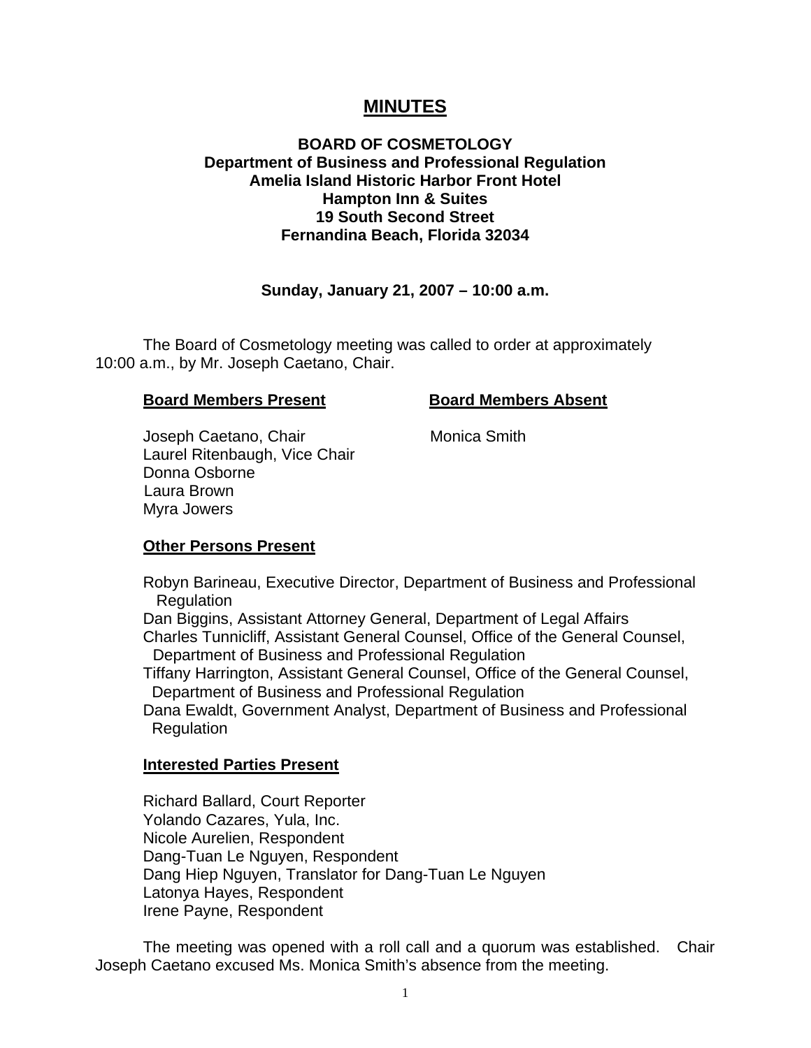# MINUTES

**BOARD OF COSMETOLOGY**
**Department of Business and Professional Regulation**
**Amelia Island Historic Harbor Front Hotel**
**Hampton Inn & Suites**
**19 South Second Street**
**Fernandina Beach, Florida 32034**

**Sunday, January 21, 2007 – 10:00 a.m.**

The Board of Cosmetology meeting was called to order at approximately 10:00 a.m., by Mr. Joseph Caetano, Chair.

| **Board Members Present** | **Board Members Absent** |
|---|---|
| Joseph Caetano, Chair | Monica Smith |
| Laurel Ritenbaugh, Vice Chair | |
| Donna Osborne | |
| Laura Brown | |
| Myra Jowers | |

**Other Persons Present**

Robyn Barineau, Executive Director, Department of Business and Professional Regulation
Dan Biggins, Assistant Attorney General, Department of Legal Affairs
Charles Tunnicliff, Assistant General Counsel, Office of the General Counsel, Department of Business and Professional Regulation
Tiffany Harrington, Assistant General Counsel, Office of the General Counsel, Department of Business and Professional Regulation
Dana Ewaldt, Government Analyst, Department of Business and Professional Regulation

**Interested Parties Present**

Richard Ballard, Court Reporter
Yolando Cazares, Yula, Inc.
Nicole Aurelien, Respondent
Dang-Tuan Le Nguyen, Respondent
Dang Hiep Nguyen, Translator for Dang-Tuan Le Nguyen
Latonya Hayes, Respondent
Irene Payne, Respondent

The meeting was opened with a roll call and a quorum was established. Chair Joseph Caetano excused Ms. Monica Smith's absence from the meeting.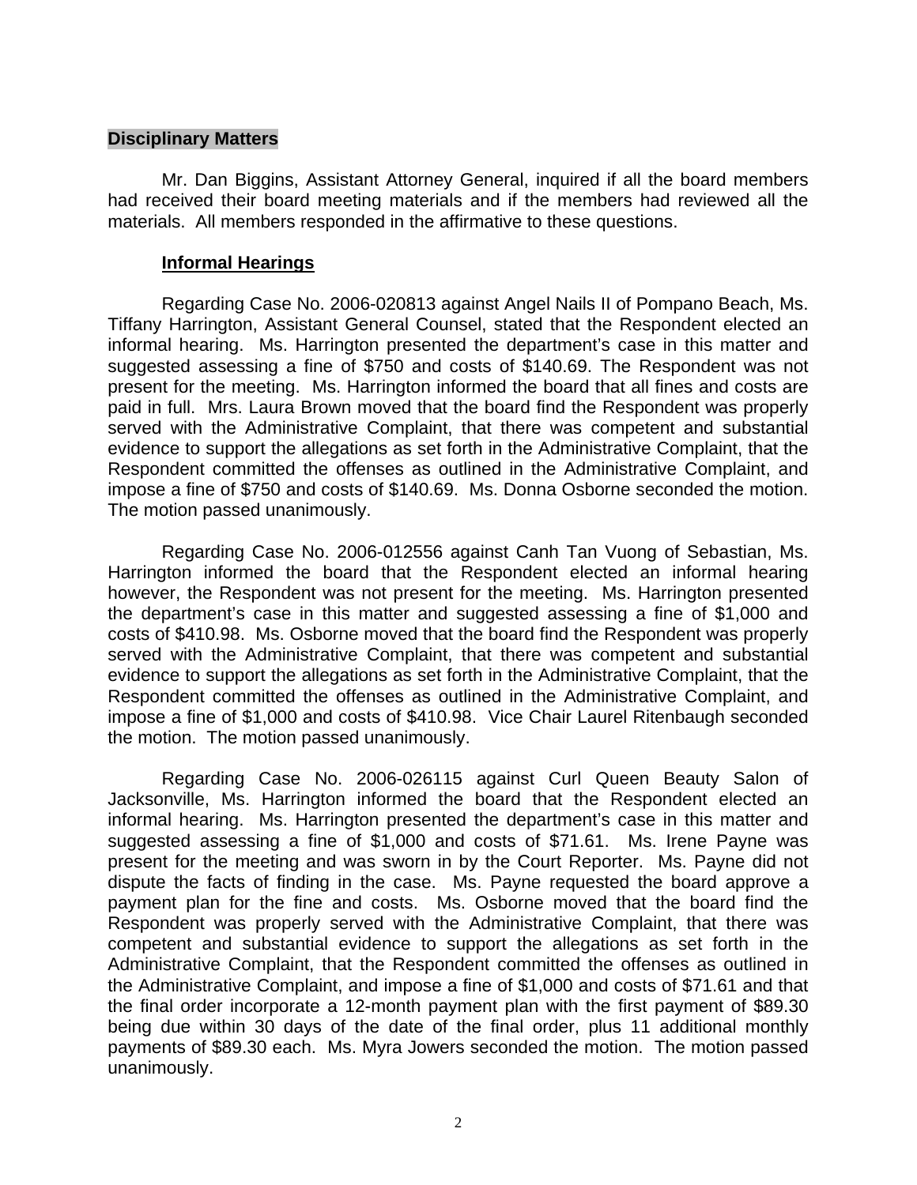## **Disciplinary Matters**

Mr. Dan Biggins, Assistant Attorney General, inquired if all the board members had received their board meeting materials and if the members had reviewed all the materials. All members responded in the affirmative to these questions.

### **Informal Hearings**

Regarding Case No. 2006-020813 against Angel Nails II of Pompano Beach, Ms. Tiffany Harrington, Assistant General Counsel, stated that the Respondent elected an informal hearing. Ms. Harrington presented the department's case in this matter and suggested assessing a fine of $750 and costs of $140.69. The Respondent was not present for the meeting. Ms. Harrington informed the board that all fines and costs are paid in full. Mrs. Laura Brown moved that the board find the Respondent was properly served with the Administrative Complaint, that there was competent and substantial evidence to support the allegations as set forth in the Administrative Complaint, that the Respondent committed the offenses as outlined in the Administrative Complaint, and impose a fine of $750 and costs of $140.69. Ms. Donna Osborne seconded the motion. The motion passed unanimously.

Regarding Case No. 2006-012556 against Canh Tan Vuong of Sebastian, Ms. Harrington informed the board that the Respondent elected an informal hearing however, the Respondent was not present for the meeting. Ms. Harrington presented the department's case in this matter and suggested assessing a fine of $1,000 and costs of $410.98. Ms. Osborne moved that the board find the Respondent was properly served with the Administrative Complaint, that there was competent and substantial evidence to support the allegations as set forth in the Administrative Complaint, that the Respondent committed the offenses as outlined in the Administrative Complaint, and impose a fine of $1,000 and costs of $410.98. Vice Chair Laurel Ritenbaugh seconded the motion. The motion passed unanimously.

Regarding Case No. 2006-026115 against Curl Queen Beauty Salon of Jacksonville, Ms. Harrington informed the board that the Respondent elected an informal hearing. Ms. Harrington presented the department's case in this matter and suggested assessing a fine of $1,000 and costs of $71.61. Ms. Irene Payne was present for the meeting and was sworn in by the Court Reporter. Ms. Payne did not dispute the facts of finding in the case. Ms. Payne requested the board approve a payment plan for the fine and costs. Ms. Osborne moved that the board find the Respondent was properly served with the Administrative Complaint, that there was competent and substantial evidence to support the allegations as set forth in the Administrative Complaint, that the Respondent committed the offenses as outlined in the Administrative Complaint, and impose a fine of $1,000 and costs of $71.61 and that the final order incorporate a 12-month payment plan with the first payment of $89.30 being due within 30 days of the date of the final order, plus 11 additional monthly payments of $89.30 each. Ms. Myra Jowers seconded the motion. The motion passed unanimously.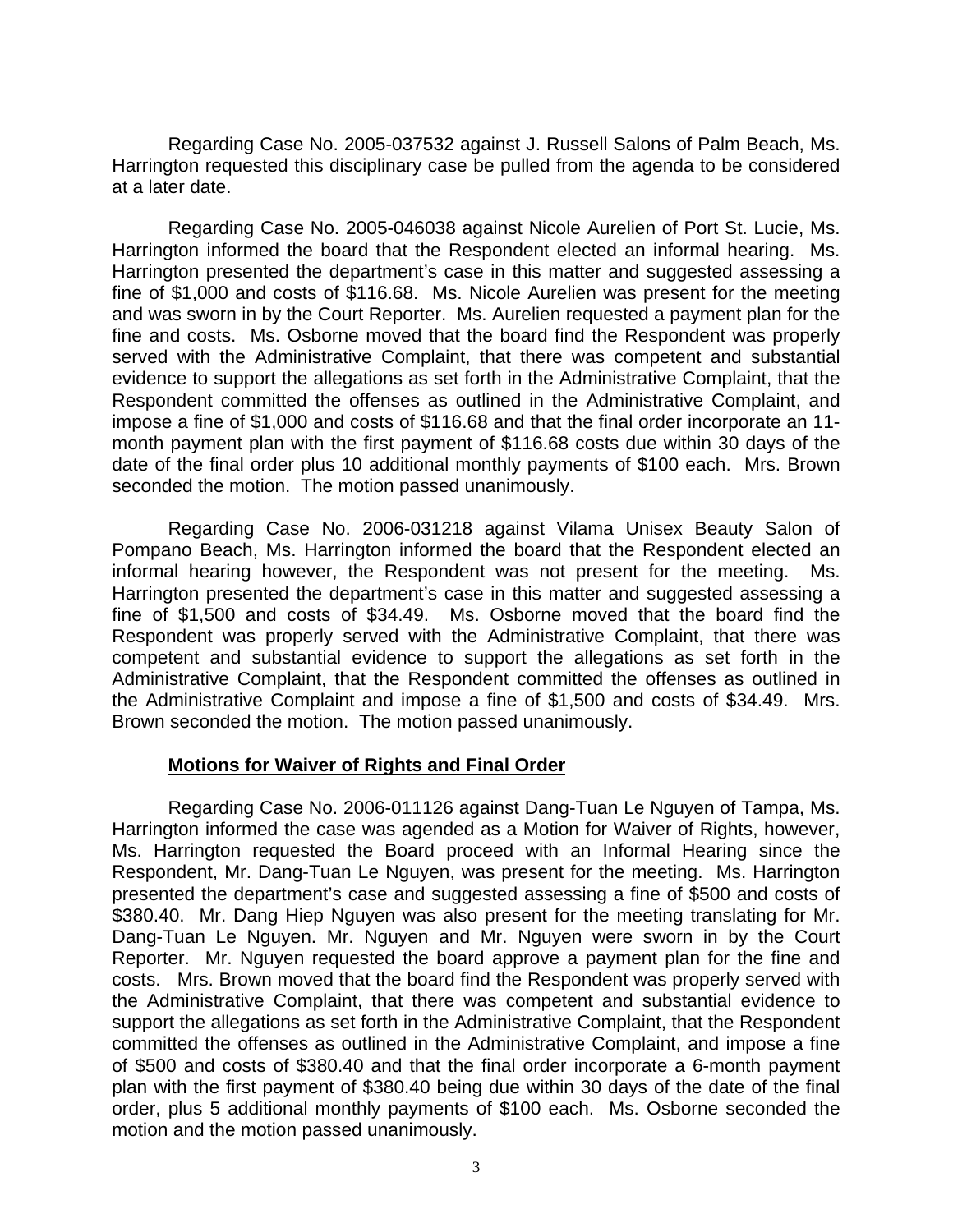Regarding Case No. 2005-037532 against J. Russell Salons of Palm Beach, Ms. Harrington requested this disciplinary case be pulled from the agenda to be considered at a later date.

Regarding Case No. 2005-046038 against Nicole Aurelien of Port St. Lucie, Ms. Harrington informed the board that the Respondent elected an informal hearing. Ms. Harrington presented the department's case in this matter and suggested assessing a fine of $1,000 and costs of $116.68. Ms. Nicole Aurelien was present for the meeting and was sworn in by the Court Reporter. Ms. Aurelien requested a payment plan for the fine and costs. Ms. Osborne moved that the board find the Respondent was properly served with the Administrative Complaint, that there was competent and substantial evidence to support the allegations as set forth in the Administrative Complaint, that the Respondent committed the offenses as outlined in the Administrative Complaint, and impose a fine of $1,000 and costs of $116.68 and that the final order incorporate an 11-month payment plan with the first payment of $116.68 costs due within 30 days of the date of the final order plus 10 additional monthly payments of $100 each. Mrs. Brown seconded the motion. The motion passed unanimously.

Regarding Case No. 2006-031218 against Vilama Unisex Beauty Salon of Pompano Beach, Ms. Harrington informed the board that the Respondent elected an informal hearing however, the Respondent was not present for the meeting. Ms. Harrington presented the department's case in this matter and suggested assessing a fine of $1,500 and costs of $34.49. Ms. Osborne moved that the board find the Respondent was properly served with the Administrative Complaint, that there was competent and substantial evidence to support the allegations as set forth in the Administrative Complaint, that the Respondent committed the offenses as outlined in the Administrative Complaint and impose a fine of $1,500 and costs of $34.49. Mrs. Brown seconded the motion. The motion passed unanimously.

**Motions for Waiver of Rights and Final Order**

Regarding Case No. 2006-011126 against Dang-Tuan Le Nguyen of Tampa, Ms. Harrington informed the case was agended as a Motion for Waiver of Rights, however, Ms. Harrington requested the Board proceed with an Informal Hearing since the Respondent, Mr. Dang-Tuan Le Nguyen, was present for the meeting. Ms. Harrington presented the department's case and suggested assessing a fine of $500 and costs of $380.40. Mr. Dang Hiep Nguyen was also present for the meeting translating for Mr. Dang-Tuan Le Nguyen. Mr. Nguyen and Mr. Nguyen were sworn in by the Court Reporter. Mr. Nguyen requested the board approve a payment plan for the fine and costs. Mrs. Brown moved that the board find the Respondent was properly served with the Administrative Complaint, that there was competent and substantial evidence to support the allegations as set forth in the Administrative Complaint, that the Respondent committed the offenses as outlined in the Administrative Complaint, and impose a fine of $500 and costs of $380.40 and that the final order incorporate a 6-month payment plan with the first payment of $380.40 being due within 30 days of the date of the final order, plus 5 additional monthly payments of $100 each. Ms. Osborne seconded the motion and the motion passed unanimously.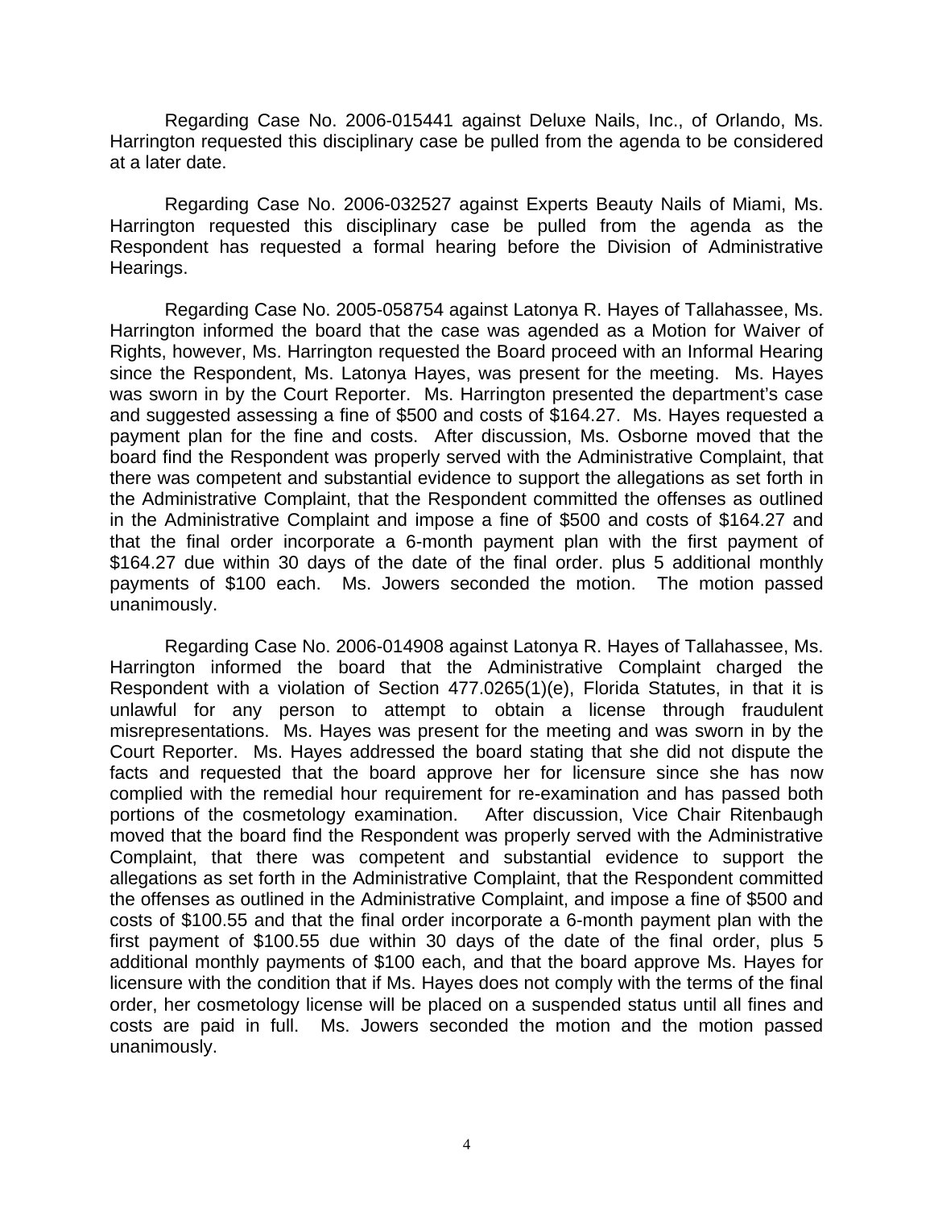Regarding Case No. 2006-015441 against Deluxe Nails, Inc., of Orlando, Ms. Harrington requested this disciplinary case be pulled from the agenda to be considered at a later date.

Regarding Case No. 2006-032527 against Experts Beauty Nails of Miami, Ms. Harrington requested this disciplinary case be pulled from the agenda as the Respondent has requested a formal hearing before the Division of Administrative Hearings.

Regarding Case No. 2005-058754 against Latonya R. Hayes of Tallahassee, Ms. Harrington informed the board that the case was agended as a Motion for Waiver of Rights, however, Ms. Harrington requested the Board proceed with an Informal Hearing since the Respondent, Ms. Latonya Hayes, was present for the meeting. Ms. Hayes was sworn in by the Court Reporter. Ms. Harrington presented the department's case and suggested assessing a fine of $500 and costs of $164.27. Ms. Hayes requested a payment plan for the fine and costs. After discussion, Ms. Osborne moved that the board find the Respondent was properly served with the Administrative Complaint, that there was competent and substantial evidence to support the allegations as set forth in the Administrative Complaint, that the Respondent committed the offenses as outlined in the Administrative Complaint and impose a fine of $500 and costs of $164.27 and that the final order incorporate a 6-month payment plan with the first payment of $164.27 due within 30 days of the date of the final order. plus 5 additional monthly payments of $100 each. Ms. Jowers seconded the motion. The motion passed unanimously.

Regarding Case No. 2006-014908 against Latonya R. Hayes of Tallahassee, Ms. Harrington informed the board that the Administrative Complaint charged the Respondent with a violation of Section 477.0265(1)(e), Florida Statutes, in that it is unlawful for any person to attempt to obtain a license through fraudulent misrepresentations. Ms. Hayes was present for the meeting and was sworn in by the Court Reporter. Ms. Hayes addressed the board stating that she did not dispute the facts and requested that the board approve her for licensure since she has now complied with the remedial hour requirement for re-examination and has passed both portions of the cosmetology examination. After discussion, Vice Chair Ritenbaugh moved that the board find the Respondent was properly served with the Administrative Complaint, that there was competent and substantial evidence to support the allegations as set forth in the Administrative Complaint, that the Respondent committed the offenses as outlined in the Administrative Complaint, and impose a fine of $500 and costs of $100.55 and that the final order incorporate a 6-month payment plan with the first payment of $100.55 due within 30 days of the date of the final order, plus 5 additional monthly payments of $100 each, and that the board approve Ms. Hayes for licensure with the condition that if Ms. Hayes does not comply with the terms of the final order, her cosmetology license will be placed on a suspended status until all fines and costs are paid in full. Ms. Jowers seconded the motion and the motion passed unanimously.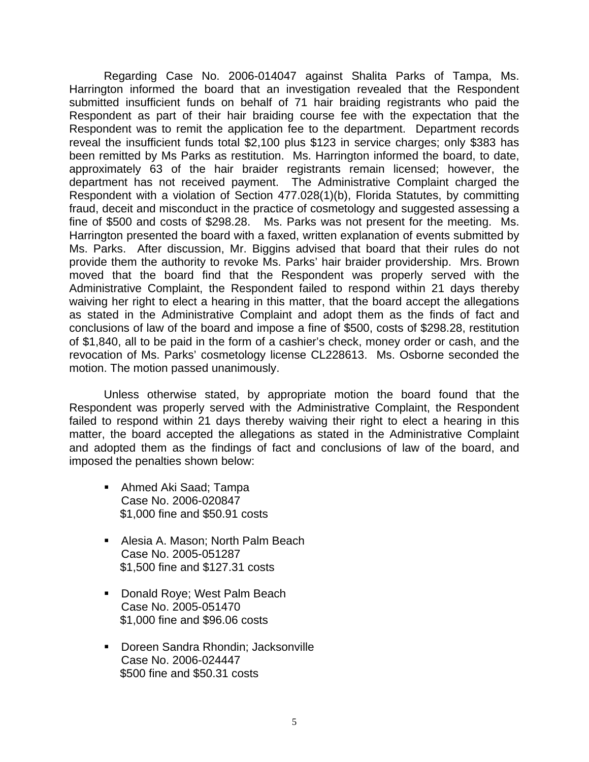Regarding Case No. 2006-014047 against Shalita Parks of Tampa, Ms. Harrington informed the board that an investigation revealed that the Respondent submitted insufficient funds on behalf of 71 hair braiding registrants who paid the Respondent as part of their hair braiding course fee with the expectation that the Respondent was to remit the application fee to the department. Department records reveal the insufficient funds total $2,100 plus $123 in service charges; only $383 has been remitted by Ms Parks as restitution. Ms. Harrington informed the board, to date, approximately 63 of the hair braider registrants remain licensed; however, the department has not received payment. The Administrative Complaint charged the Respondent with a violation of Section 477.028(1)(b), Florida Statutes, by committing fraud, deceit and misconduct in the practice of cosmetology and suggested assessing a fine of $500 and costs of $298.28. Ms. Parks was not present for the meeting. Ms. Harrington presented the board with a faxed, written explanation of events submitted by Ms. Parks. After discussion, Mr. Biggins advised that board that their rules do not provide them the authority to revoke Ms. Parks' hair braider providership. Mrs. Brown moved that the board find that the Respondent was properly served with the Administrative Complaint, the Respondent failed to respond within 21 days thereby waiving her right to elect a hearing in this matter, that the board accept the allegations as stated in the Administrative Complaint and adopt them as the finds of fact and conclusions of law of the board and impose a fine of $500, costs of $298.28, restitution of $1,840, all to be paid in the form of a cashier's check, money order or cash, and the revocation of Ms. Parks' cosmetology license CL228613. Ms. Osborne seconded the motion. The motion passed unanimously.

Unless otherwise stated, by appropriate motion the board found that the Respondent was properly served with the Administrative Complaint, the Respondent failed to respond within 21 days thereby waiving their right to elect a hearing in this matter, the board accepted the allegations as stated in the Administrative Complaint and adopted them as the findings of fact and conclusions of law of the board, and imposed the penalties shown below:

- Ahmed Aki Saad; Tampa  
  Case No. 2006-020847  
  $1,000 fine and $50.91 costs

- Alesia A. Mason; North Palm Beach  
  Case No. 2005-051287  
  $1,500 fine and $127.31 costs

- Donald Roye; West Palm Beach  
  Case No. 2005-051470  
  $1,000 fine and $96.06 costs

- Doreen Sandra Rhondin; Jacksonville  
  Case No. 2006-024447  
  $500 fine and $50.31 costs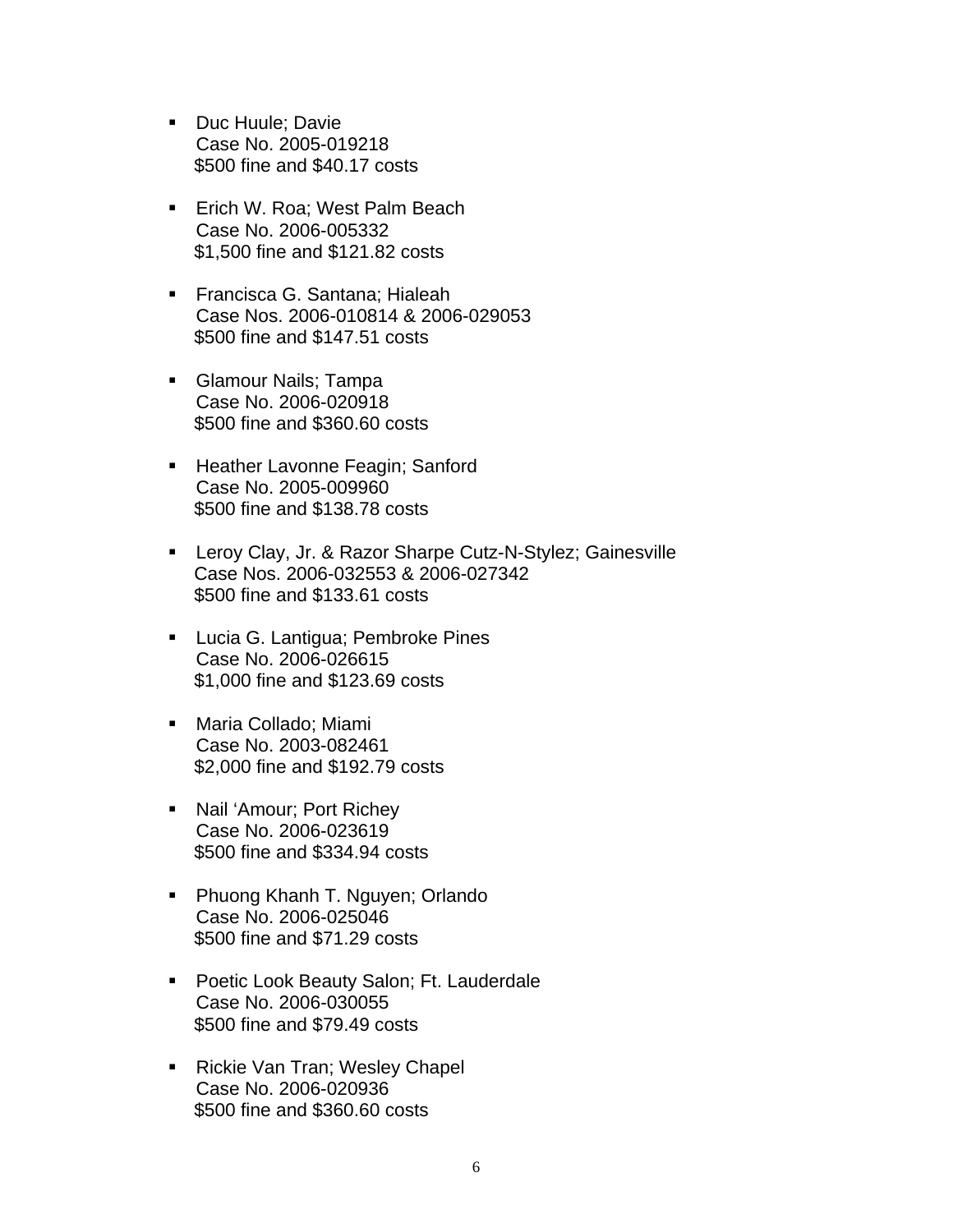- Duc Huule; Davie
  Case No. 2005-019218
  $500 fine and $40.17 costs

- Erich W. Roa; West Palm Beach
  Case No. 2006-005332
  $1,500 fine and $121.82 costs

- Francisca G. Santana; Hialeah
  Case Nos. 2006-010814 & 2006-029053
  $500 fine and $147.51 costs

- Glamour Nails; Tampa
  Case No. 2006-020918
  $500 fine and $360.60 costs

- Heather Lavonne Feagin; Sanford
  Case No. 2005-009960
  $500 fine and $138.78 costs

- Leroy Clay, Jr. & Razor Sharpe Cutz-N-Stylez; Gainesville
  Case Nos. 2006-032553 & 2006-027342
  $500 fine and $133.61 costs

- Lucia G. Lantigua; Pembroke Pines
  Case No. 2006-026615
  $1,000 fine and $123.69 costs

- Maria Collado; Miami
  Case No. 2003-082461
  $2,000 fine and $192.79 costs

- Nail 'Amour; Port Richey
  Case No. 2006-023619
  $500 fine and $334.94 costs

- Phuong Khanh T. Nguyen; Orlando
  Case No. 2006-025046
  $500 fine and $71.29 costs

- Poetic Look Beauty Salon; Ft. Lauderdale
  Case No. 2006-030055
  $500 fine and $79.49 costs

- Rickie Van Tran; Wesley Chapel
  Case No. 2006-020936
  $500 fine and $360.60 costs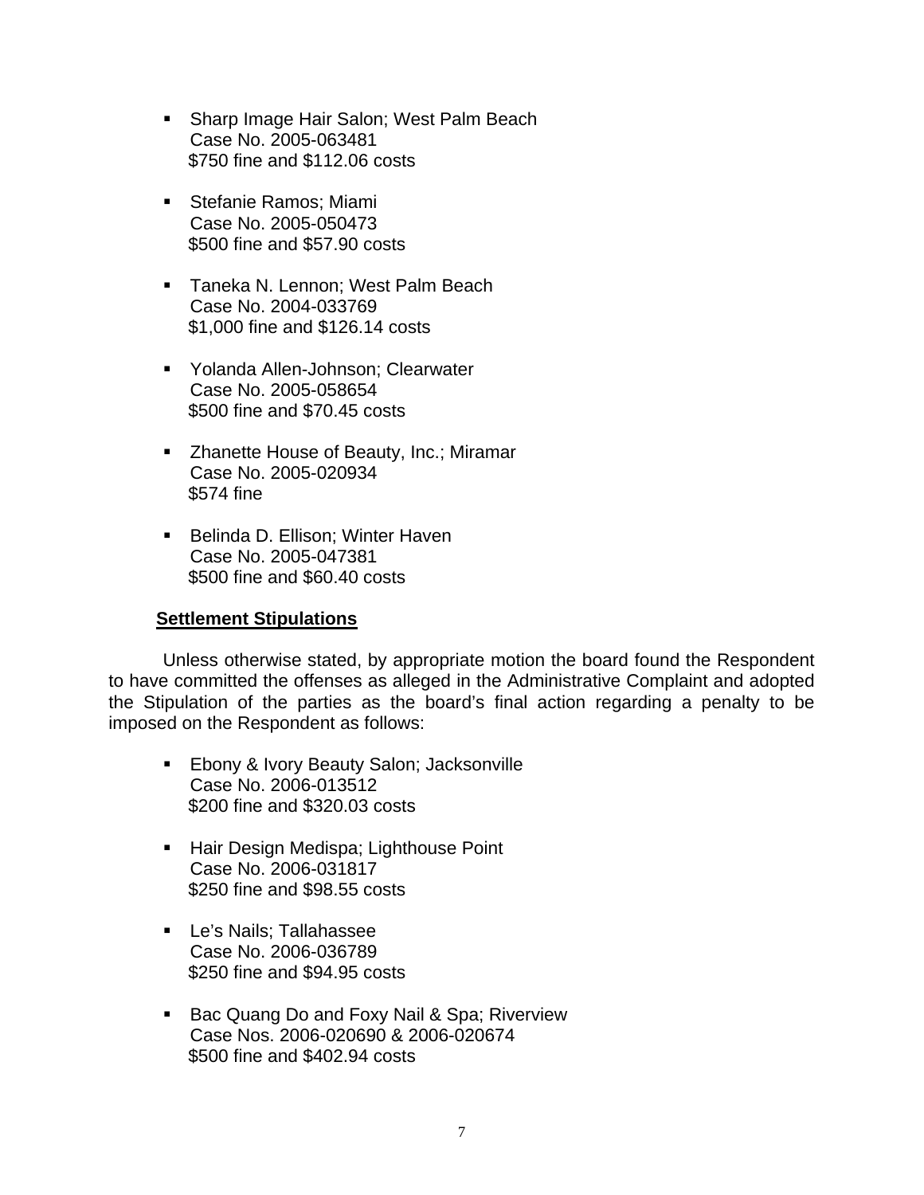- Sharp Image Hair Salon; West Palm Beach
  Case No. 2005-063481
  $750 fine and $112.06 costs

- Stefanie Ramos; Miami
  Case No. 2005-050473
  $500 fine and $57.90 costs

- Taneka N. Lennon; West Palm Beach
  Case No. 2004-033769
  $1,000 fine and $126.14 costs

- Yolanda Allen-Johnson; Clearwater
  Case No. 2005-058654
  $500 fine and $70.45 costs

- Zhanette House of Beauty, Inc.; Miramar
  Case No. 2005-020934
  $574 fine

- Belinda D. Ellison; Winter Haven
  Case No. 2005-047381
  $500 fine and $60.40 costs

**Settlement Stipulations**

Unless otherwise stated, by appropriate motion the board found the Respondent to have committed the offenses as alleged in the Administrative Complaint and adopted the Stipulation of the parties as the board's final action regarding a penalty to be imposed on the Respondent as follows:

- Ebony & Ivory Beauty Salon; Jacksonville
  Case No. 2006-013512
  $200 fine and $320.03 costs

- Hair Design Medispa; Lighthouse Point
  Case No. 2006-031817
  $250 fine and $98.55 costs

- Le's Nails; Tallahassee
  Case No. 2006-036789
  $250 fine and $94.95 costs

- Bac Quang Do and Foxy Nail & Spa; Riverview
  Case Nos. 2006-020690 & 2006-020674
  $500 fine and $402.94 costs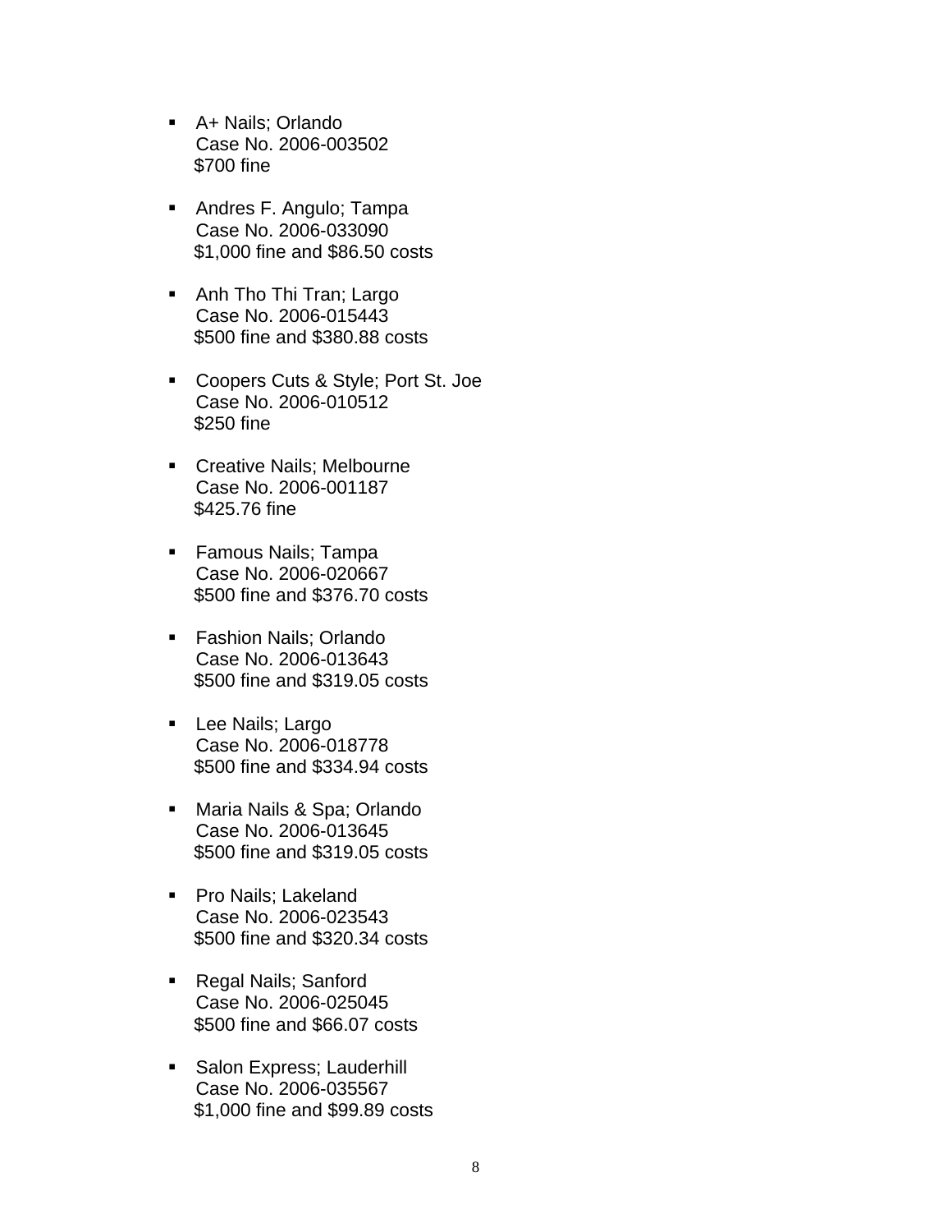- A+ Nails; Orlando
  Case No. 2006-003502
  $700 fine

- Andres F. Angulo; Tampa
  Case No. 2006-033090
  $1,000 fine and $86.50 costs

- Anh Tho Thi Tran; Largo
  Case No. 2006-015443
  $500 fine and $380.88 costs

- Coopers Cuts & Style; Port St. Joe
  Case No. 2006-010512
  $250 fine

- Creative Nails; Melbourne
  Case No. 2006-001187
  $425.76 fine

- Famous Nails; Tampa
  Case No. 2006-020667
  $500 fine and $376.70 costs

- Fashion Nails; Orlando
  Case No. 2006-013643
  $500 fine and $319.05 costs

- Lee Nails; Largo
  Case No. 2006-018778
  $500 fine and $334.94 costs

- Maria Nails & Spa; Orlando
  Case No. 2006-013645
  $500 fine and $319.05 costs

- Pro Nails; Lakeland
  Case No. 2006-023543
  $500 fine and $320.34 costs

- Regal Nails; Sanford
  Case No. 2006-025045
  $500 fine and $66.07 costs

- Salon Express; Lauderhill
  Case No. 2006-035567
  $1,000 fine and $99.89 costs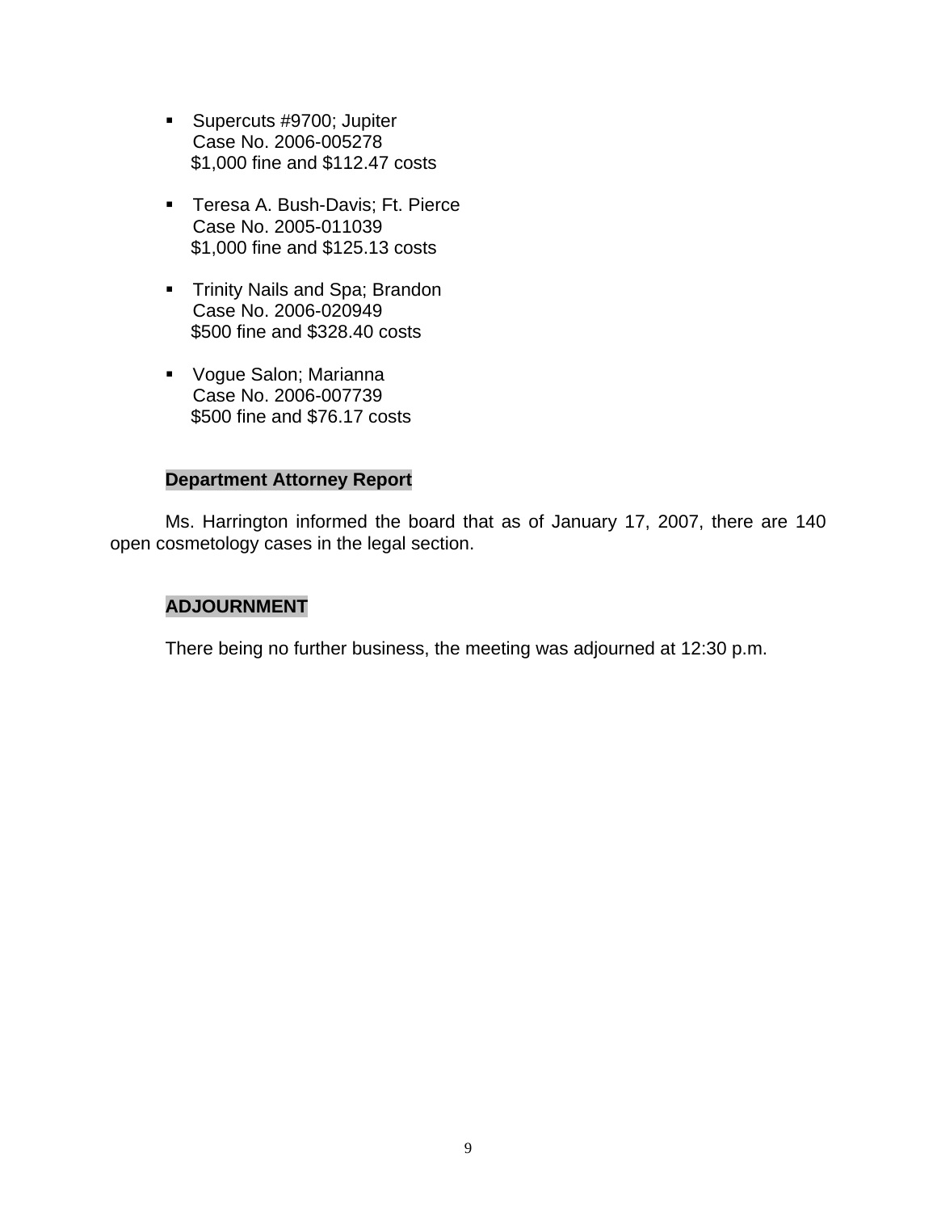- Supercuts #9700; Jupiter
  Case No. 2006-005278
  $1,000 fine and $112.47 costs

- Teresa A. Bush-Davis; Ft. Pierce
  Case No. 2005-011039
  $1,000 fine and $125.13 costs

- Trinity Nails and Spa; Brandon
  Case No. 2006-020949
  $500 fine and $328.40 costs

- Vogue Salon; Marianna
  Case No. 2006-007739
  $500 fine and $76.17 costs

**Department Attorney Report**

Ms. Harrington informed the board that as of January 17, 2007, there are 140 open cosmetology cases in the legal section.

**ADJOURNMENT**

There being no further business, the meeting was adjourned at 12:30 p.m.